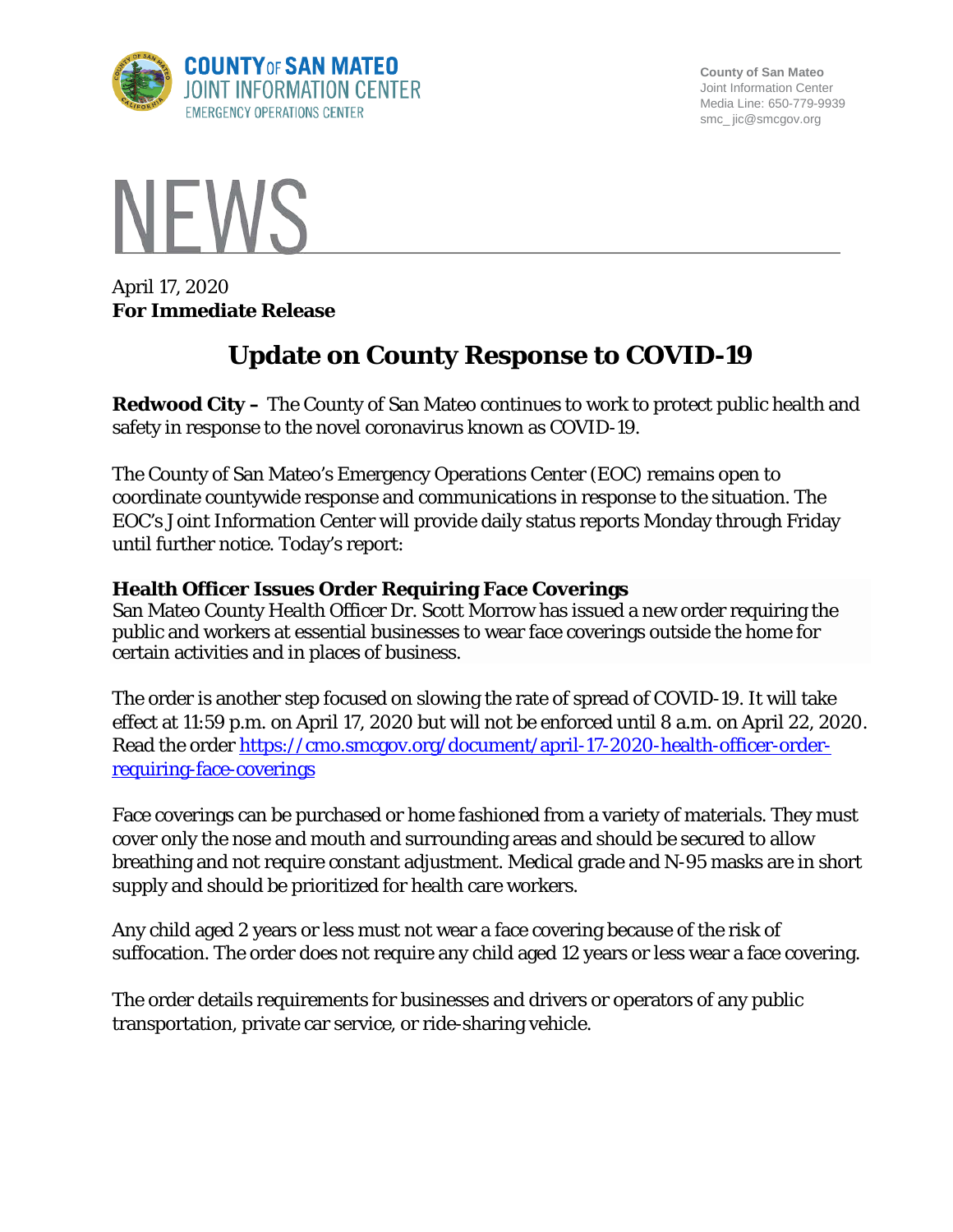COUNTY OF SAN MATEO
JOINT INFORMATION CENTER
EMERGENCY OPERATIONS CENTER

County of San Mateo
Joint Information Center
Media Line: 650-779-9939
smc_jic@smcgov.org

# NEWS

April 17, 2020
**For Immediate Release**

## Update on County Response to COVID-19

**Redwood City –** The County of San Mateo continues to work to protect public health and safety in response to the novel coronavirus known as COVID-19.

The County of San Mateo's Emergency Operations Center (EOC) remains open to coordinate countywide response and communications in response to the situation. The EOC's Joint Information Center will provide daily status reports Monday through Friday until further notice. Today's report:

**Health Officer Issues Order Requiring Face Coverings**
San Mateo County Health Officer Dr. Scott Morrow has issued a new order requiring the public and workers at essential businesses to wear face coverings outside the home for certain activities and in places of business.

The order is another step focused on slowing the rate of spread of COVID-19. It will take effect at 11:59 p.m. on April 17, 2020 but will not be enforced until 8 a.m. on April 22, 2020. Read the order https://cmo.smcgov.org/document/april-17-2020-health-officer-order-requiring-face-coverings

Face coverings can be purchased or home fashioned from a variety of materials. They must cover only the nose and mouth and surrounding areas and should be secured to allow breathing and not require constant adjustment. Medical grade and N-95 masks are in short supply and should be prioritized for health care workers.

Any child aged 2 years or less must not wear a face covering because of the risk of suffocation. The order does not require any child aged 12 years or less wear a face covering.

The order details requirements for businesses and drivers or operators of any public transportation, private car service, or ride-sharing vehicle.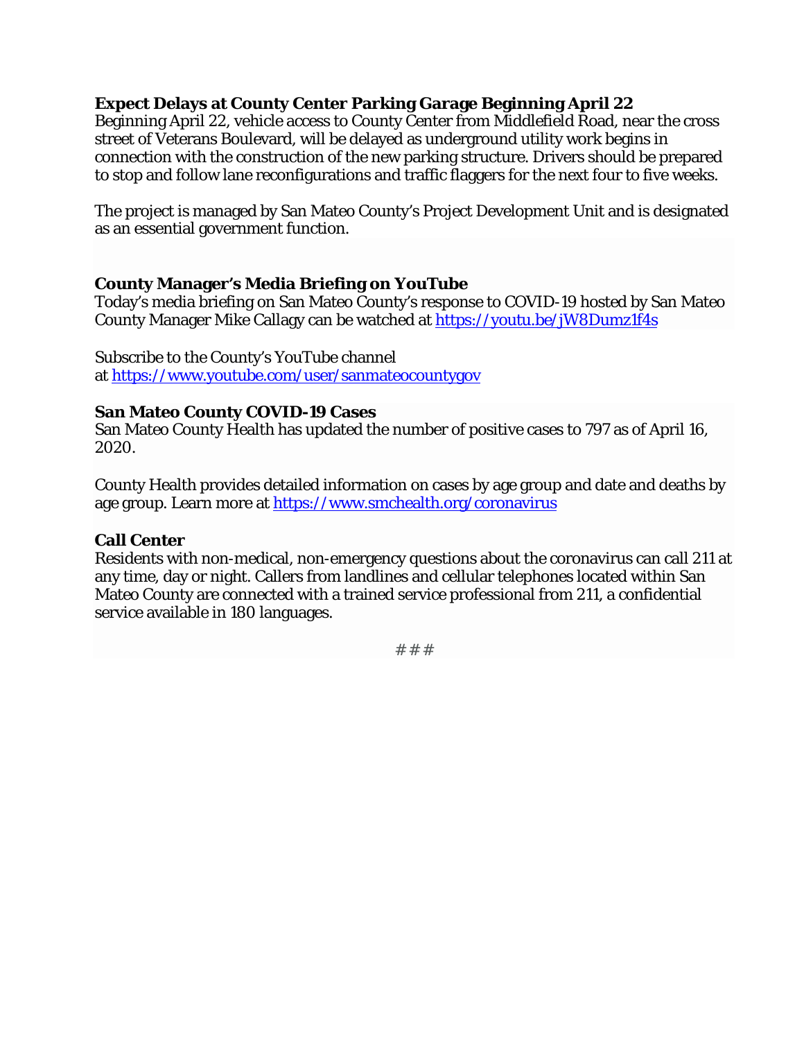**Expect Delays at County Center Parking Garage Beginning April 22**
Beginning April 22, vehicle access to County Center from Middlefield Road, near the cross street of Veterans Boulevard, will be delayed as underground utility work begins in connection with the construction of the new parking structure. Drivers should be prepared to stop and follow lane reconfigurations and traffic flaggers for the next four to five weeks.

The project is managed by San Mateo County's Project Development Unit and is designated as an essential government function.

**County Manager's Media Briefing on YouTube**
Today's media briefing on San Mateo County's response to COVID-19 hosted by San Mateo County Manager Mike Callagy can be watched at https://youtu.be/jW8Dumz1f4s

Subscribe to the County's YouTube channel at https://www.youtube.com/user/sanmateocountygov

**San Mateo County COVID-19 Cases**
San Mateo County Health has updated the number of positive cases to 797 as of April 16, 2020.

County Health provides detailed information on cases by age group and date and deaths by age group. Learn more at https://www.smchealth.org/coronavirus

**Call Center**
Residents with non-medical, non-emergency questions about the coronavirus can call 211 at any time, day or night. Callers from landlines and cellular telephones located within San Mateo County are connected with a trained service professional from 211, a confidential service available in 180 languages.

# # #